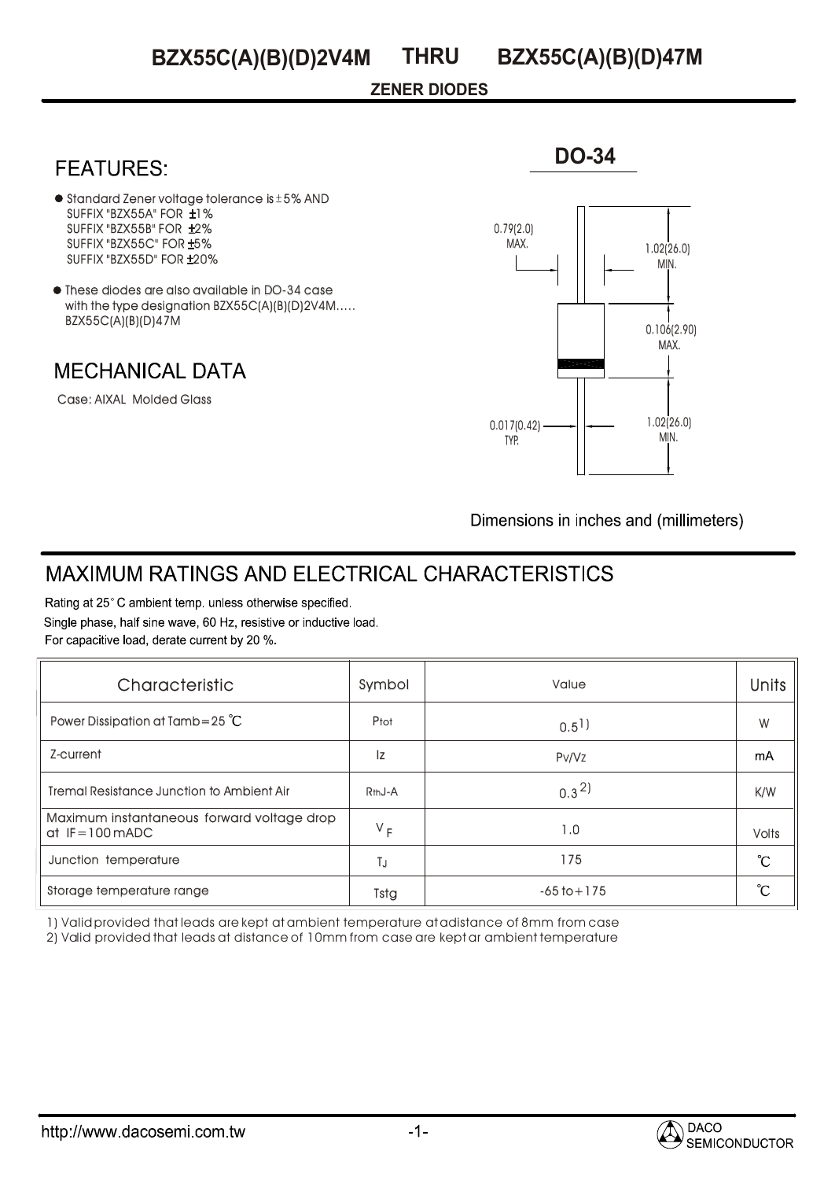# BZX55C(A)(B)(D)2V4M THRU BZX55C(A)(B)(D)47M

**ZENER DIODES**

## FEATURES:

- Standard Zener voltage tolerance is ±5% AND
  SUFFIX "BZX55A" FOR ±1%
  SUFFIX "BZX55B" FOR ±2%
  SUFFIX "BZX55C" FOR ±5%
  SUFFIX "BZX55D" FOR ±20%
- These diodes are also available in DO-34 case with the type designation BZX55C(A)(B)(D)2V4M..... BZX55C(A)(B)(D)47M

## MECHANICAL DATA

Case: AIXAL Molded Glass

**DO-34**

0.79(2.0) MAX.
1.02(26.0) MIN.
0.106(2.90) MAX.
0.017(0.42) TYP.
1.02(26.0) MIN.

Dimensions in inches and (millimeters)

## MAXIMUM RATINGS AND ELECTRICAL CHARACTERISTICS

Rating at 25° C ambient temp. unless otherwise specified.
Single phase, half sine wave, 60 Hz, resistive or inductive load.
For capacitive load, derate current by 20 %.

| Characteristic | Symbol | Value | Units |
|---|---|---|---|
| Power Dissipation at Tamb=25 ℃ | $P_{tot}$ | 0.5 1) | W |
| Z-current | Iz | Pv/Vz | mA |
| Tremal Resistance Junction to Ambient Air | $R_{thJ-A}$ | 0.3 2) | K/W |
| Maximum instantaneous forward voltage drop at IF=100mADC | $V_F$ | 1.0 | Volts |
| Junction temperature | $T_J$ | 175 | ℃ |
| Storage temperature range | Tstg | -65 to +175 | ℃ |

1) Valid provided that leads are kept at ambient temperature at adistance of 8mm from case
2) Valid provided that leads at distance of 10mm from case are kept ar ambient temperature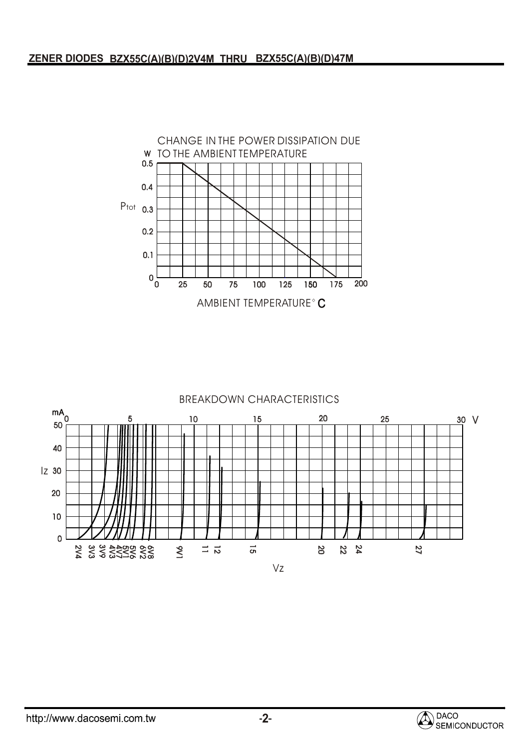**ZENER DIODES BZX55C(A)(B)(D)2V4M THRU BZX55C(A)(B)(D)47M**

CHANGE IN THE POWER DISSIPATION DUE TO THE AMBIENT TEMPERATURE

W

0.5

0.4

$P_{tot}$ 0.3

0.2

0.1

0

0 25 50 75 100 125 150 175 200

AMBIENT TEMPERATURE° C

BREAKDOWN CHARACTERISTICS

mA

0 5 10 15 20 25 30 V

50

40

Iz 30

20

10

0

2V4 3V3 3V9 4V3 4V7 5V1 5V6 6V2 6V8 9V1 11 12 15 20 22 24 27

Vz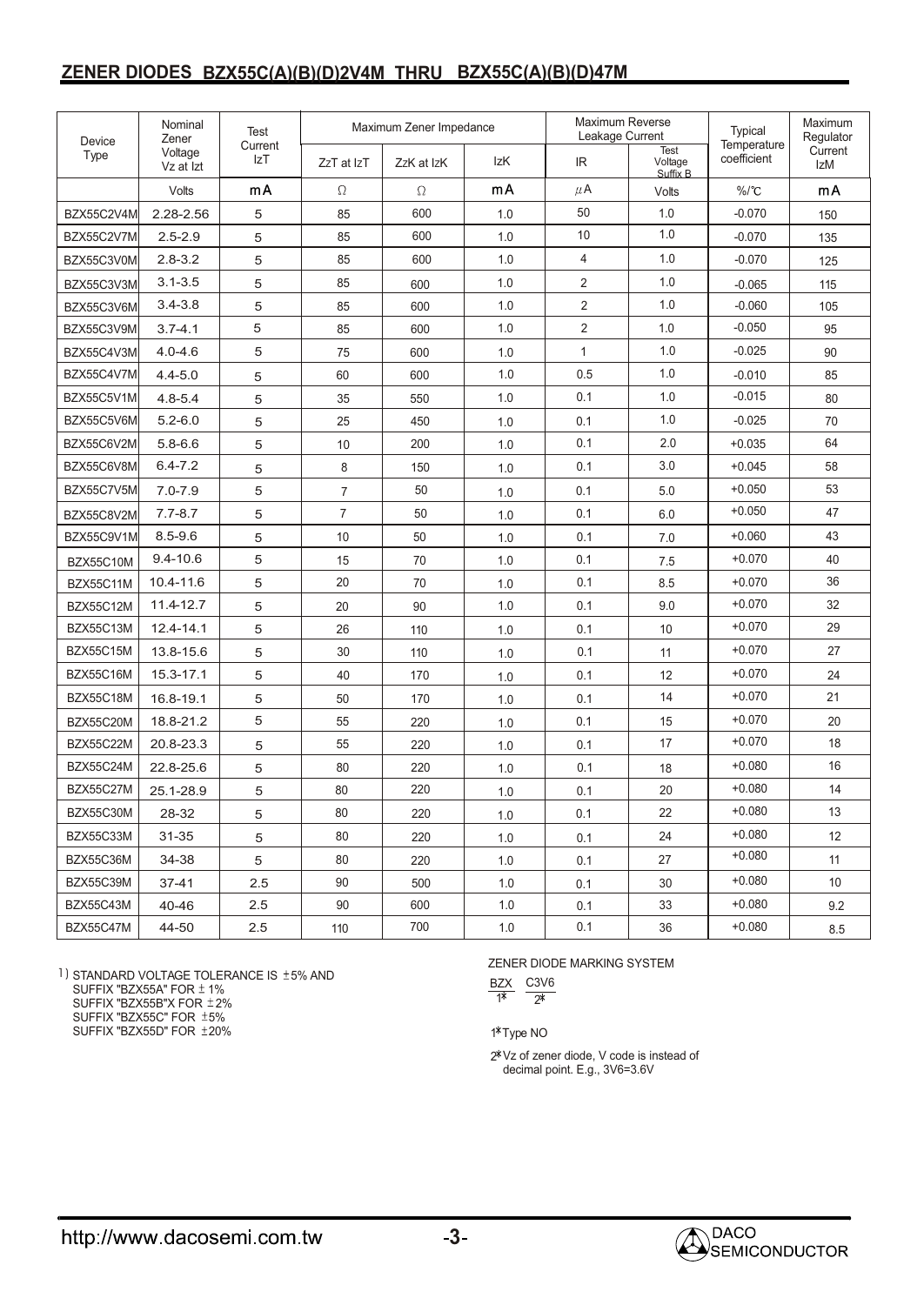## ZENER DIODES BZX55C(A)(B)(D)2V4M THRU BZX55C(A)(B)(D)47M

| Device Type | Nominal Zener Voltage Vz at Izt | Test Current IzT | Maximum Zener Impedance | | | Maximum Reverse Leakage Current | | Typical Temperature coefficient | Maximum Regulator Current IzM |
|---|---|---|---|---|---|---|---|---|---|
| | | | ZzT at IzT | ZzK at IzK | IzK | IR | Test Voltage Suffix B | | |
| | Volts | mA | Ω | Ω | mA | μA | Volts | %/℃ | mA |
| BZX55C2V4M | 2.28-2.56 | 5 | 85 | 600 | 1.0 | 50 | 1.0 | -0.070 | 150 |
| BZX55C2V7M | 2.5-2.9 | 5 | 85 | 600 | 1.0 | 10 | 1.0 | -0.070 | 135 |
| BZX55C3V0M | 2.8-3.2 | 5 | 85 | 600 | 1.0 | 4 | 1.0 | -0.070 | 125 |
| BZX55C3V3M | 3.1-3.5 | 5 | 85 | 600 | 1.0 | 2 | 1.0 | -0.065 | 115 |
| BZX55C3V6M | 3.4-3.8 | 5 | 85 | 600 | 1.0 | 2 | 1.0 | -0.060 | 105 |
| BZX55C3V9M | 3.7-4.1 | 5 | 85 | 600 | 1.0 | 2 | 1.0 | -0.050 | 95 |
| BZX55C4V3M | 4.0-4.6 | 5 | 75 | 600 | 1.0 | 1 | 1.0 | -0.025 | 90 |
| BZX55C4V7M | 4.4-5.0 | 5 | 60 | 600 | 1.0 | 0.5 | 1.0 | -0.010 | 85 |
| BZX55C5V1M | 4.8-5.4 | 5 | 35 | 550 | 1.0 | 0.1 | 1.0 | -0.015 | 80 |
| BZX55C5V6M | 5.2-6.0 | 5 | 25 | 450 | 1.0 | 0.1 | 1.0 | -0.025 | 70 |
| BZX55C6V2M | 5.8-6.6 | 5 | 10 | 200 | 1.0 | 0.1 | 2.0 | +0.035 | 64 |
| BZX55C6V8M | 6.4-7.2 | 5 | 8 | 150 | 1.0 | 0.1 | 3.0 | +0.045 | 58 |
| BZX55C7V5M | 7.0-7.9 | 5 | 7 | 50 | 1.0 | 0.1 | 5.0 | +0.050 | 53 |
| BZX55C8V2M | 7.7-8.7 | 5 | 7 | 50 | 1.0 | 0.1 | 6.0 | +0.050 | 47 |
| BZX55C9V1M | 8.5-9.6 | 5 | 10 | 50 | 1.0 | 0.1 | 7.0 | +0.060 | 43 |
| BZX55C10M | 9.4-10.6 | 5 | 15 | 70 | 1.0 | 0.1 | 7.5 | +0.070 | 40 |
| BZX55C11M | 10.4-11.6 | 5 | 20 | 70 | 1.0 | 0.1 | 8.5 | +0.070 | 36 |
| BZX55C12M | 11.4-12.7 | 5 | 20 | 90 | 1.0 | 0.1 | 9.0 | +0.070 | 32 |
| BZX55C13M | 12.4-14.1 | 5 | 26 | 110 | 1.0 | 0.1 | 10 | +0.070 | 29 |
| BZX55C15M | 13.8-15.6 | 5 | 30 | 110 | 1.0 | 0.1 | 11 | +0.070 | 27 |
| BZX55C16M | 15.3-17.1 | 5 | 40 | 170 | 1.0 | 0.1 | 12 | +0.070 | 24 |
| BZX55C18M | 16.8-19.1 | 5 | 50 | 170 | 1.0 | 0.1 | 14 | +0.070 | 21 |
| BZX55C20M | 18.8-21.2 | 5 | 55 | 220 | 1.0 | 0.1 | 15 | +0.070 | 20 |
| BZX55C22M | 20.8-23.3 | 5 | 55 | 220 | 1.0 | 0.1 | 17 | +0.070 | 18 |
| BZX55C24M | 22.8-25.6 | 5 | 80 | 220 | 1.0 | 0.1 | 18 | +0.080 | 16 |
| BZX55C27M | 25.1-28.9 | 5 | 80 | 220 | 1.0 | 0.1 | 20 | +0.080 | 14 |
| BZX55C30M | 28-32 | 5 | 80 | 220 | 1.0 | 0.1 | 22 | +0.080 | 13 |
| BZX55C33M | 31-35 | 5 | 80 | 220 | 1.0 | 0.1 | 24 | +0.080 | 12 |
| BZX55C36M | 34-38 | 5 | 80 | 220 | 1.0 | 0.1 | 27 | +0.080 | 11 |
| BZX55C39M | 37-41 | 2.5 | 90 | 500 | 1.0 | 0.1 | 30 | +0.080 | 10 |
| BZX55C43M | 40-46 | 2.5 | 90 | 600 | 1.0 | 0.1 | 33 | +0.080 | 9.2 |
| BZX55C47M | 44-50 | 2.5 | 110 | 700 | 1.0 | 0.1 | 36 | +0.080 | 8.5 |

1) STANDARD VOLTAGE TOLERANCE IS ±5% AND
SUFFIX "BZX55A" FOR ± 1%
SUFFIX "BZX55B"X FOR ±2%
SUFFIX "BZX55C" FOR ±5%
SUFFIX "BZX55D" FOR ±20%

ZENER DIODE MARKING SYSTEM

BZX C3V6
1* 2*

1* Type NO

2* Vz of zener diode, V code is instead of decimal point. E.g., 3V6=3.6V